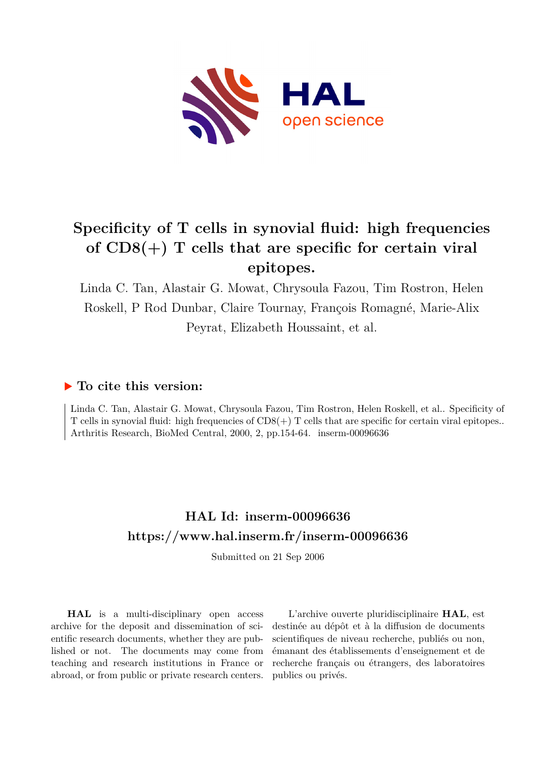# Specificity of T cells in synovial fluid: high frequencies of CD8(+) T cells that are specific for certain viral epitopes.

Linda C. Tan, Alastair G. Mowat, Chrysoula Fazou, Tim Rostron, Helen Roskell, P Rod Dunbar, Claire Tournay, François Romagné, Marie-Alix Peyrat, Elizabeth Houssaint, et al.

## ▶ To cite this version:

Linda C. Tan, Alastair G. Mowat, Chrysoula Fazou, Tim Rostron, Helen Roskell, et al.. Specificity of T cells in synovial fluid: high frequencies of CD8(+) T cells that are specific for certain viral epitopes.. Arthritis Research, BioMed Central, 2000, 2, pp.154-64. inserm-00096636

## HAL Id: inserm-00096636
## https://www.hal.inserm.fr/inserm-00096636

Submitted on 21 Sep 2006

**HAL** is a multi-disciplinary open access archive for the deposit and dissemination of scientific research documents, whether they are published or not. The documents may come from teaching and research institutions in France or abroad, or from public or private research centers.

L'archive ouverte pluridisciplinaire **HAL**, est destinée au dépôt et à la diffusion de documents scientifiques de niveau recherche, publiés ou non, émanant des établissements d'enseignement et de recherche français ou étrangers, des laboratoires publics ou privés.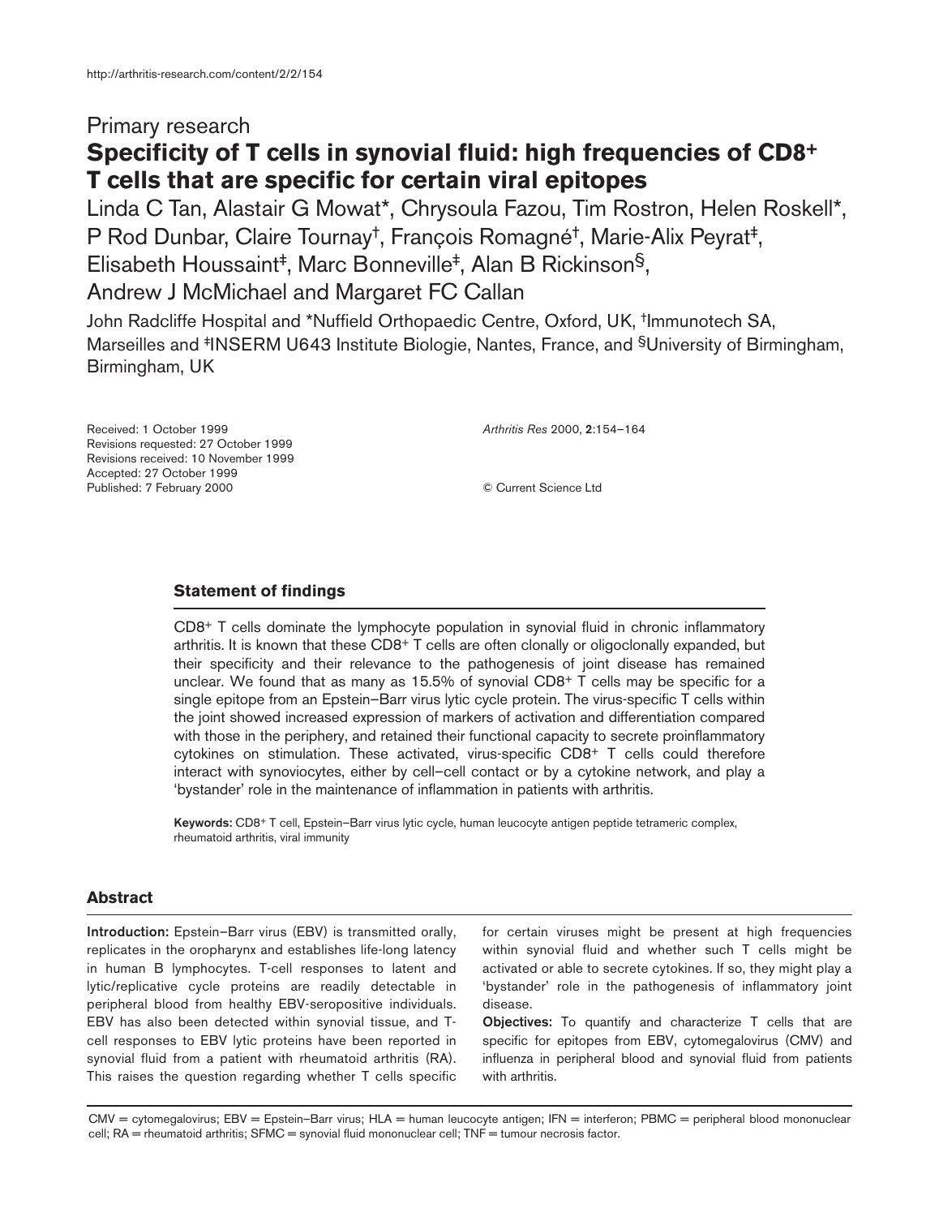Primary research

# Specificity of T cells in synovial fluid: high frequencies of CD8+ T cells that are specific for certain viral epitopes

Linda C Tan, Alastair G Mowat*, Chrysoula Fazou, Tim Rostron, Helen Roskell*, P Rod Dunbar, Claire Tournay†, François Romagné†, Marie-Alix Peyrat‡, Elisabeth Houssaint‡, Marc Bonneville‡, Alan B Rickinson§, Andrew J McMichael and Margaret FC Callan

John Radcliffe Hospital and *Nuffield Orthopaedic Centre, Oxford, UK, †Immunotech SA, Marseilles and ‡INSERM U643 Institute Biologie, Nantes, France, and §University of Birmingham, Birmingham, UK

Received: 1 October 1999
Revisions requested: 27 October 1999
Revisions received: 10 November 1999
Accepted: 27 October 1999
Published: 7 February 2000

*Arthritis Res* 2000, **2**:154–164

© Current Science Ltd

## Statement of findings

CD8+ T cells dominate the lymphocyte population in synovial fluid in chronic inflammatory arthritis. It is known that these CD8+ T cells are often clonally or oligoclonally expanded, but their specificity and their relevance to the pathogenesis of joint disease has remained unclear. We found that as many as 15.5% of synovial CD8+ T cells may be specific for a single epitope from an Epstein–Barr virus lytic cycle protein. The virus-specific T cells within the joint showed increased expression of markers of activation and differentiation compared with those in the periphery, and retained their functional capacity to secrete proinflammatory cytokines on stimulation. These activated, virus-specific CD8+ T cells could therefore interact with synoviocytes, either by cell–cell contact or by a cytokine network, and play a 'bystander' role in the maintenance of inflammation in patients with arthritis.

**Keywords:** CD8+ T cell, Epstein–Barr virus lytic cycle, human leucocyte antigen peptide tetrameric complex, rheumatoid arthritis, viral immunity

## Abstract

**Introduction:** Epstein–Barr virus (EBV) is transmitted orally, replicates in the oropharynx and establishes life-long latency in human B lymphocytes. T-cell responses to latent and lytic/replicative cycle proteins are readily detectable in peripheral blood from healthy EBV-seropositive individuals. EBV has also been detected within synovial tissue, and T-cell responses to EBV lytic proteins have been reported in synovial fluid from a patient with rheumatoid arthritis (RA). This raises the question regarding whether T cells specific for certain viruses might be present at high frequencies within synovial fluid and whether such T cells might be activated or able to secrete cytokines. If so, they might play a 'bystander' role in the pathogenesis of inflammatory joint disease.

**Objectives:** To quantify and characterize T cells that are specific for epitopes from EBV, cytomegalovirus (CMV) and influenza in peripheral blood and synovial fluid from patients with arthritis.

CMV = cytomegalovirus; EBV = Epstein–Barr virus; HLA = human leucocyte antigen; IFN = interferon; PBMC = peripheral blood mononuclear cell; RA = rheumatoid arthritis; SFMC = synovial fluid mononuclear cell; TNF = tumour necrosis factor.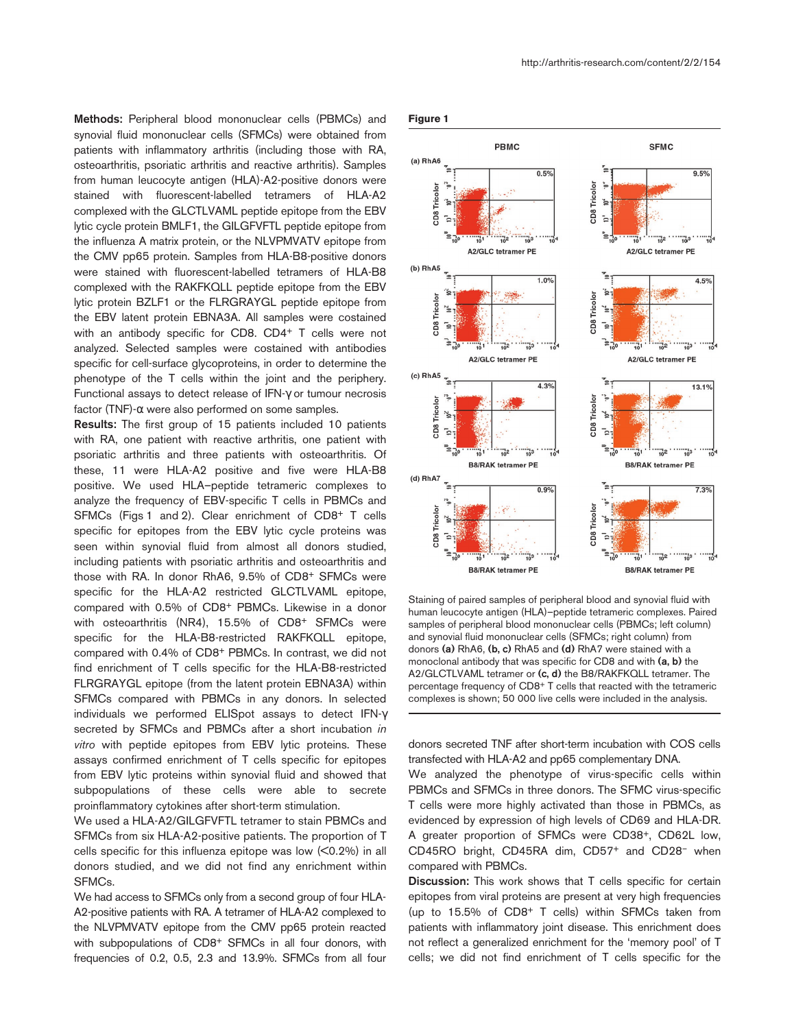**Methods:** Peripheral blood mononuclear cells (PBMCs) and synovial fluid mononuclear cells (SFMCs) were obtained from patients with inflammatory arthritis (including those with RA, osteoarthritis, psoriatic arthritis and reactive arthritis). Samples from human leucocyte antigen (HLA)-A2-positive donors were stained with fluorescent-labelled tetramers of HLA-A2 complexed with the GLCTLVAML peptide epitope from the EBV lytic cycle protein BMLF1, the GILGFVFTL peptide epitope from the influenza A matrix protein, or the NLVPMVATV epitope from the CMV pp65 protein. Samples from HLA-B8-positive donors were stained with fluorescent-labelled tetramers of HLA-B8 complexed with the RAKFKQLL peptide epitope from the EBV lytic protein BZLF1 or the FLRGRAYGL peptide epitope from the EBV latent protein EBNA3A. All samples were costained with an antibody specific for CD8. CD4+ T cells were not analyzed. Selected samples were costained with antibodies specific for cell-surface glycoproteins, in order to determine the phenotype of the T cells within the joint and the periphery. Functional assays to detect release of IFN-γ or tumour necrosis factor (TNF)-α were also performed on some samples.

**Results:** The first group of 15 patients included 10 patients with RA, one patient with reactive arthritis, one patient with psoriatic arthritis and three patients with osteoarthritis. Of these, 11 were HLA-A2 positive and five were HLA-B8 positive. We used HLA–peptide tetrameric complexes to analyze the frequency of EBV-specific T cells in PBMCs and SFMCs (Figs 1 and 2). Clear enrichment of CD8+ T cells specific for epitopes from the EBV lytic cycle proteins was seen within synovial fluid from almost all donors studied, including patients with psoriatic arthritis and osteoarthritis and those with RA. In donor RhA6, 9.5% of CD8+ SFMCs were specific for the HLA-A2 restricted GLCTLVAML epitope, compared with 0.5% of CD8+ PBMCs. Likewise in a donor with osteoarthritis (NR4), 15.5% of CD8+ SFMCs were specific for the HLA-B8-restricted RAKFKQLL epitope, compared with 0.4% of CD8+ PBMCs. In contrast, we did not find enrichment of T cells specific for the HLA-B8-restricted FLRGRAYGL epitope (from the latent protein EBNA3A) within SFMCs compared with PBMCs in any donors. In selected individuals we performed ELISpot assays to detect IFN-γ secreted by SFMCs and PBMCs after a short incubation *in vitro* with peptide epitopes from EBV lytic proteins. These assays confirmed enrichment of T cells specific for epitopes from EBV lytic proteins within synovial fluid and showed that subpopulations of these cells were able to secrete proinflammatory cytokines after short-term stimulation.

We used a HLA-A2/GILGFVFTL tetramer to stain PBMCs and SFMCs from six HLA-A2-positive patients. The proportion of T cells specific for this influenza epitope was low (<0.2%) in all donors studied, and we did not find any enrichment within SFMCs.

We had access to SFMCs only from a second group of four HLA-A2-positive patients with RA. A tetramer of HLA-A2 complexed to the NLVPMVATV epitope from the CMV pp65 protein reacted with subpopulations of CD8+ SFMCs in all four donors, with frequencies of 0.2, 0.5, 2.3 and 13.9%. SFMCs from all four donors secreted TNF after short-term incubation with COS cells transfected with HLA-A2 and pp65 complementary DNA.

We analyzed the phenotype of virus-specific cells within PBMCs and SFMCs in three donors. The SFMC virus-specific T cells were more highly activated than those in PBMCs, as evidenced by expression of high levels of CD69 and HLA-DR. A greater proportion of SFMCs were CD38+, CD62L low, CD45RO bright, CD45RA dim, CD57+ and CD28− when compared with PBMCs.

**Discussion:** This work shows that T cells specific for certain epitopes from viral proteins are present at very high frequencies (up to 15.5% of CD8+ T cells) within SFMCs taken from patients with inflammatory joint disease. This enrichment does not reflect a generalized enrichment for the 'memory pool' of T cells; we did not find enrichment of T cells specific for the

**Figure 1**

Staining of paired samples of peripheral blood and synovial fluid with human leucocyte antigen (HLA)–peptide tetrameric complexes. Paired samples of peripheral blood mononuclear cells (PBMCs; left column) and synovial fluid mononuclear cells (SFMCs; right column) from donors **(a)** RhA6, **(b, c)** RhA5 and **(d)** RhA7 were stained with a monoclonal antibody that was specific for CD8 and with **(a, b)** the A2/GLCTLVAML tetramer or **(c, d)** the B8/RAKFKQLL tetramer. The percentage frequency of CD8+ T cells that reacted with the tetrameric complexes is shown; 50 000 live cells were included in the analysis.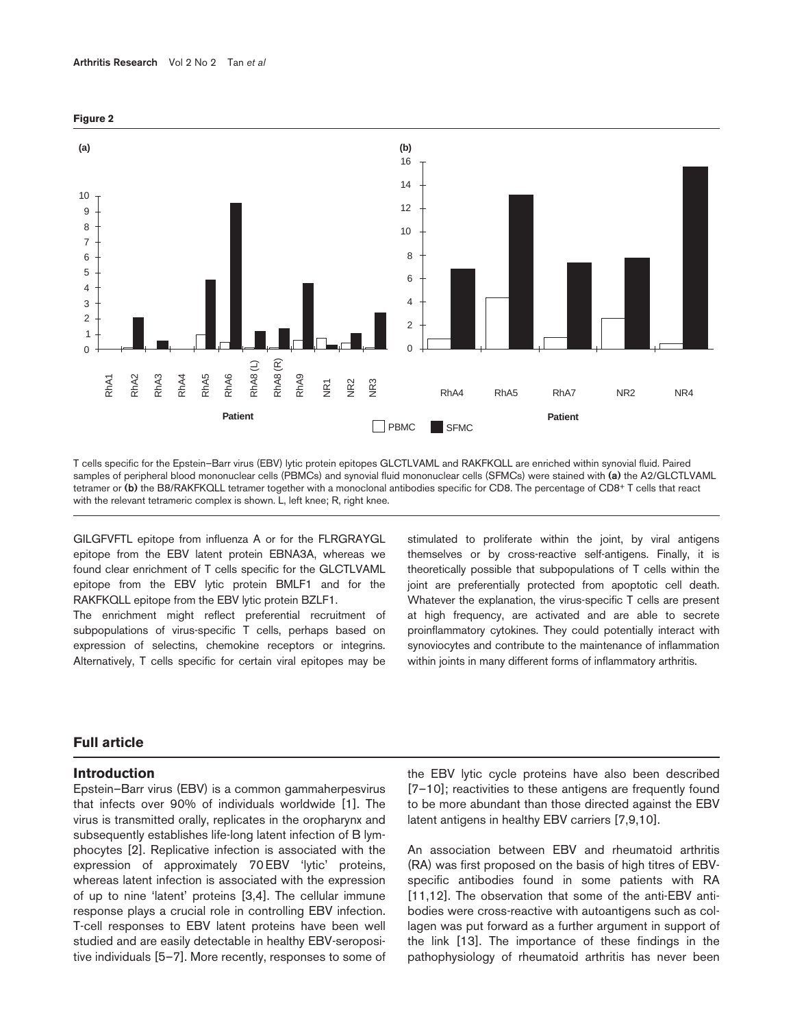**Figure 2**

T cells specific for the Epstein–Barr virus (EBV) lytic protein epitopes GLCTLVAML and RAKFKQLL are enriched within synovial fluid. Paired samples of peripheral blood mononuclear cells (PBMCs) and synovial fluid mononuclear cells (SFMCs) were stained with **(a)** the A2/GLCTLVAML tetramer or **(b)** the B8/RAKFKQLL tetramer together with a monoclonal antibodies specific for CD8. The percentage of CD8+ T cells that react with the relevant tetrameric complex is shown. L, left knee; R, right knee.

GILGFVFTL epitope from influenza A or for the FLRGRAYGL epitope from the EBV latent protein EBNA3A, whereas we found clear enrichment of T cells specific for the GLCTLVAML epitope from the EBV lytic protein BMLF1 and for the RAKFKQLL epitope from the EBV lytic protein BZLF1.

The enrichment might reflect preferential recruitment of subpopulations of virus-specific T cells, perhaps based on expression of selectins, chemokine receptors or integrins. Alternatively, T cells specific for certain viral epitopes may be stimulated to proliferate within the joint, by viral antigens themselves or by cross-reactive self-antigens. Finally, it is theoretically possible that subpopulations of T cells within the joint are preferentially protected from apoptotic cell death. Whatever the explanation, the virus-specific T cells are present at high frequency, are activated and are able to secrete proinflammatory cytokines. They could potentially interact with synoviocytes and contribute to the maintenance of inflammation within joints in many different forms of inflammatory arthritis.

## Full article

### Introduction

Epstein–Barr virus (EBV) is a common gammaherpesvirus that infects over 90% of individuals worldwide [1]. The virus is transmitted orally, replicates in the oropharynx and subsequently establishes life-long latent infection of B lymphocytes [2]. Replicative infection is associated with the expression of approximately 70 EBV 'lytic' proteins, whereas latent infection is associated with the expression of up to nine 'latent' proteins [3,4]. The cellular immune response plays a crucial role in controlling EBV infection. T-cell responses to EBV latent proteins have been well studied and are easily detectable in healthy EBV-seropositive individuals [5–7]. More recently, responses to some of the EBV lytic cycle proteins have also been described [7–10]; reactivities to these antigens are frequently found to be more abundant than those directed against the EBV latent antigens in healthy EBV carriers [7,9,10].

An association between EBV and rheumatoid arthritis (RA) was first proposed on the basis of high titres of EBV-specific antibodies found in some patients with RA [11,12]. The observation that some of the anti-EBV antibodies were cross-reactive with autoantigens such as collagen was put forward as a further argument in support of the link [13]. The importance of these findings in the pathophysiology of rheumatoid arthritis has never been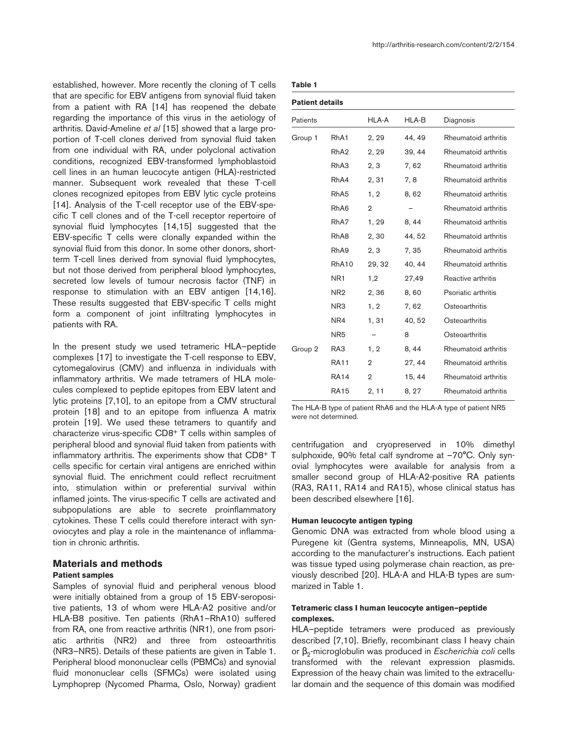established, however. More recently the cloning of T cells that are specific for EBV antigens from synovial fluid taken from a patient with RA [14] has reopened the debate regarding the importance of this virus in the aetiology of arthritis. David-Ameline *et al* [15] showed that a large proportion of T-cell clones derived from synovial fluid taken from one individual with RA, under polyclonal activation conditions, recognized EBV-transformed lymphoblastoid cell lines in an human leucocyte antigen (HLA)-restricted manner. Subsequent work revealed that these T-cell clones recognized epitopes from EBV lytic cycle proteins [14]. Analysis of the T-cell receptor use of the EBV-specific T cell clones and of the T-cell receptor repertoire of synovial fluid lymphocytes [14,15] suggested that the EBV-specific T cells were clonally expanded within the synovial fluid from this donor. In some other donors, short-term T-cell lines derived from synovial fluid lymphocytes, but not those derived from peripheral blood lymphocytes, secreted low levels of tumour necrosis factor (TNF) in response to stimulation with an EBV antigen [14,16]. These results suggested that EBV-specific T cells might form a component of joint infiltrating lymphocytes in patients with RA.

In the present study we used tetrameric HLA–peptide complexes [17] to investigate the T-cell response to EBV, cytomegalovirus (CMV) and influenza in individuals with inflammatory arthritis. We made tetramers of HLA molecules complexed to peptide epitopes from EBV latent and lytic proteins [7,10], to an epitope from a CMV structural protein [18] and to an epitope from influenza A matrix protein [19]. We used these tetramers to quantify and characterize virus-specific $CD8^+$ T cells within samples of peripheral blood and synovial fluid taken from patients with inflammatory arthritis. The experiments show that $CD8^+$ T cells specific for certain viral antigens are enriched within synovial fluid. The enrichment could reflect recruitment into, stimulation within or preferential survival within inflamed joints. The virus-specific T cells are activated and subpopulations are able to secrete proinflammatory cytokines. These T cells could therefore interact with synoviocytes and play a role in the maintenance of inflammation in chronic arthritis.

## Materials and methods

### Patient samples

Samples of synovial fluid and peripheral venous blood were initially obtained from a group of 15 EBV-seropositive patients, 13 of whom were HLA-A2 positive and/or HLA-B8 positive. Ten patients (RhA1–RhA10) suffered from RA, one from reactive arthritis (NR1), one from psoriatic arthritis (NR2) and three from osteoarthritis (NR3–NR5). Details of these patients are given in Table 1. Peripheral blood mononuclear cells (PBMCs) and synovial fluid mononuclear cells (SFMCs) were isolated using Lymphoprep (Nycomed Pharma, Oslo, Norway) gradient centrifugation and cryopreserved in 10% dimethyl sulphoxide, 90% fetal calf syndrome at −70°C. Only synovial lymphocytes were available for analysis from a smaller second group of HLA-A2-positive RA patients (RA3, RA11, RA14 and RA15), whose clinical status has been described elsewhere [16].

**Table 1**

**Patient details**

| Patients | | HLA-A | HLA-B | Diagnosis |
|---|---|---|---|---|
| Group 1 | RhA1 | 2, 29 | 44, 49 | Rheumatoid arthritis |
| | RhA2 | 2, 29 | 39, 44 | Rheumatoid arthritis |
| | RhA3 | 2, 3 | 7, 62 | Rheumatoid arthritis |
| | RhA4 | 2, 31 | 7, 8 | Rheumatoid arthritis |
| | RhA5 | 1, 2 | 8, 62 | Rheumatoid arthritis |
| | RhA6 | 2 | – | Rheumatoid arthritis |
| | RhA7 | 1, 29 | 8, 44 | Rheumatoid arthritis |
| | RhA8 | 2, 30 | 44, 52 | Rheumatoid arthritis |
| | RhA9 | 2, 3 | 7, 35 | Rheumatoid arthritis |
| | RhA10 | 29, 32 | 40, 44 | Rheumatoid arthritis |
| | NR1 | 1,2 | 27,49 | Reactive arthritis |
| | NR2 | 2, 36 | 8, 60 | Psoriatic arthritis |
| | NR3 | 1, 2 | 7, 62 | Osteoarthritis |
| | NR4 | 1, 31 | 40, 52 | Osteoarthritis |
| | NR5 | – | 8 | Osteoarthritis |
| Group 2 | RA3 | 1, 2 | 8, 44 | Rheumatoid arthritis |
| | RA11 | 2 | 27, 44 | Rheumatoid arthritis |
| | RA14 | 2 | 15, 44 | Rheumatoid arthritis |
| | RA15 | 2, 11 | 8, 27 | Rheumatoid arthritis |

The HLA-B type of patient RhA6 and the HLA-A type of patient NR5 were not determined.

### Human leucocyte antigen typing

Genomic DNA was extracted from whole blood using a Puregene kit (Gentra systems, Minneapolis, MN, USA) according to the manufacturer's instructions. Each patient was tissue typed using polymerase chain reaction, as previously described [20]. HLA-A and HLA-B types are summarized in Table 1.

### Tetrameric class I human leucocyte antigen–peptide complexes.

HLA–peptide tetramers were produced as previously described [7,10]. Briefly, recombinant class I heavy chain or $\beta_2$-microglobulin was produced in *Escherichia coli* cells transformed with the relevant expression plasmids. Expression of the heavy chain was limited to the extracellular domain and the sequence of this domain was modified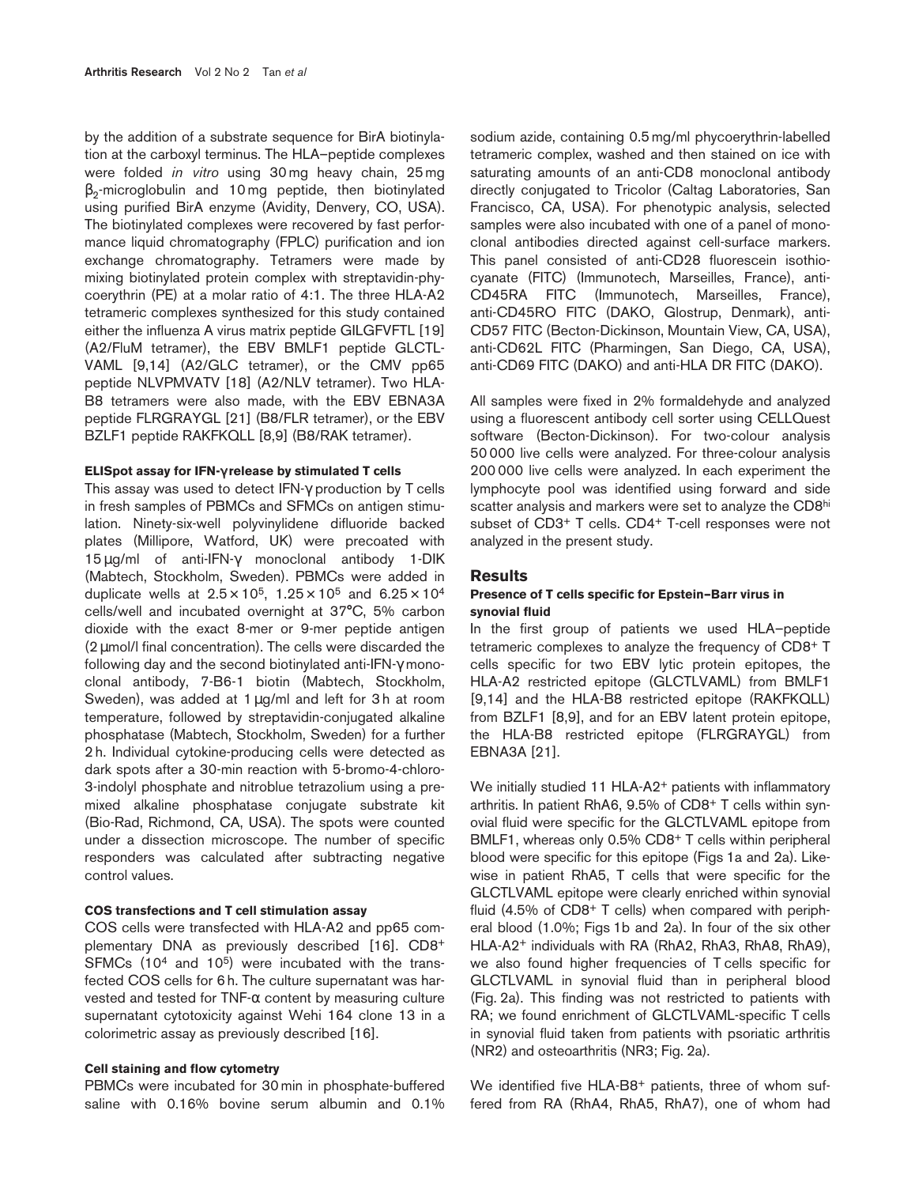by the addition of a substrate sequence for BirA biotinylation at the carboxyl terminus. The HLA–peptide complexes were folded *in vitro* using 30 mg heavy chain, 25 mg $\beta_2$-microglobulin and 10 mg peptide, then biotinylated using purified BirA enzyme (Avidity, Denvery, CO, USA). The biotinylated complexes were recovered by fast performance liquid chromatography (FPLC) purification and ion exchange chromatography. Tetramers were made by mixing biotinylated protein complex with streptavidin-phycoerythrin (PE) at a molar ratio of 4:1. The three HLA-A2 tetrameric complexes synthesized for this study contained either the influenza A virus matrix peptide GILGFVFTL [19] (A2/FluM tetramer), the EBV BMLF1 peptide GLCTLVAML [9,14] (A2/GLC tetramer), or the CMV pp65 peptide NLVPMVATV [18] (A2/NLV tetramer). Two HLA-B8 tetramers were also made, with the EBV EBNA3A peptide FLRGRAYGL [21] (B8/FLR tetramer), or the EBV BZLF1 peptide RAKFKQLL [8,9] (B8/RAK tetramer).

#### ELISpot assay for IFN-γ release by stimulated T cells

This assay was used to detect IFN-γ production by T cells in fresh samples of PBMCs and SFMCs on antigen stimulation. Ninety-six-well polyvinylidene difluoride backed plates (Millipore, Watford, UK) were precoated with 15 µg/ml of anti-IFN-γ monoclonal antibody 1-DIK (Mabtech, Stockholm, Sweden). PBMCs were added in duplicate wells at $2.5 \times 10^5$, $1.25 \times 10^5$ and $6.25 \times 10^4$ cells/well and incubated overnight at 37°C, 5% carbon dioxide with the exact 8-mer or 9-mer peptide antigen (2 µmol/l final concentration). The cells were discarded the following day and the second biotinylated anti-IFN-γ monoclonal antibody, 7-B6-1 biotin (Mabtech, Stockholm, Sweden), was added at 1 µg/ml and left for 3 h at room temperature, followed by streptavidin-conjugated alkaline phosphatase (Mabtech, Stockholm, Sweden) for a further 2 h. Individual cytokine-producing cells were detected as dark spots after a 30-min reaction with 5-bromo-4-chloro-3-indolyl phosphate and nitroblue tetrazolium using a premixed alkaline phosphatase conjugate substrate kit (Bio-Rad, Richmond, CA, USA). The spots were counted under a dissection microscope. The number of specific responders was calculated after subtracting negative control values.

#### COS transfections and T cell stimulation assay

COS cells were transfected with HLA-A2 and pp65 complementary DNA as previously described [16]. CD8+ SFMCs ($10^4$ and $10^5$) were incubated with the transfected COS cells for 6 h. The culture supernatant was harvested and tested for TNF-α content by measuring culture supernatant cytotoxicity against Wehi 164 clone 13 in a colorimetric assay as previously described [16].

#### Cell staining and flow cytometry

PBMCs were incubated for 30 min in phosphate-buffered saline with 0.16% bovine serum albumin and 0.1% sodium azide, containing 0.5 mg/ml phycoerythrin-labelled tetrameric complex, washed and then stained on ice with saturating amounts of an anti-CD8 monoclonal antibody directly conjugated to Tricolor (Caltag Laboratories, San Francisco, CA, USA). For phenotypic analysis, selected samples were also incubated with one of a panel of monoclonal antibodies directed against cell-surface markers. This panel consisted of anti-CD28 fluorescein isothiocyanate (FITC) (Immunotech, Marseilles, France), anti-CD45RA FITC (Immunotech, Marseilles, France), anti-CD45RO FITC (DAKO, Glostrup, Denmark), anti-CD57 FITC (Becton-Dickinson, Mountain View, CA, USA), anti-CD62L FITC (Pharmingen, San Diego, CA, USA), anti-CD69 FITC (DAKO) and anti-HLA DR FITC (DAKO).

All samples were fixed in 2% formaldehyde and analyzed using a fluorescent antibody cell sorter using CELLQuest software (Becton-Dickinson). For two-colour analysis 50 000 live cells were analyzed. For three-colour analysis 200 000 live cells were analyzed. In each experiment the lymphocyte pool was identified using forward and side scatter analysis and markers were set to analyze the CD8hi subset of CD3+ T cells. CD4+ T-cell responses were not analyzed in the present study.

## Results

### Presence of T cells specific for Epstein–Barr virus in synovial fluid

In the first group of patients we used HLA–peptide tetrameric complexes to analyze the frequency of CD8+ T cells specific for two EBV lytic protein epitopes, the HLA-A2 restricted epitope (GLCTLVAML) from BMLF1 [9,14] and the HLA-B8 restricted epitope (RAKFKQLL) from BZLF1 [8,9], and for an EBV latent protein epitope, the HLA-B8 restricted epitope (FLRGRAYGL) from EBNA3A [21].

We initially studied 11 HLA-A2+ patients with inflammatory arthritis. In patient RhA6, 9.5% of CD8+ T cells within synovial fluid were specific for the GLCTLVAML epitope from BMLF1, whereas only 0.5% CD8+ T cells within peripheral blood were specific for this epitope (Figs 1a and 2a). Likewise in patient RhA5, T cells that were specific for the GLCTLVAML epitope were clearly enriched within synovial fluid (4.5% of CD8+ T cells) when compared with peripheral blood (1.0%; Figs 1b and 2a). In four of the six other HLA-A2+ individuals with RA (RhA2, RhA3, RhA8, RhA9), we also found higher frequencies of T cells specific for GLCTLVAML in synovial fluid than in peripheral blood (Fig. 2a). This finding was not restricted to patients with RA; we found enrichment of GLCTLVAML-specific T cells in synovial fluid taken from patients with psoriatic arthritis (NR2) and osteoarthritis (NR3; Fig. 2a).

We identified five HLA-B8+ patients, three of whom suffered from RA (RhA4, RhA5, RhA7), one of whom had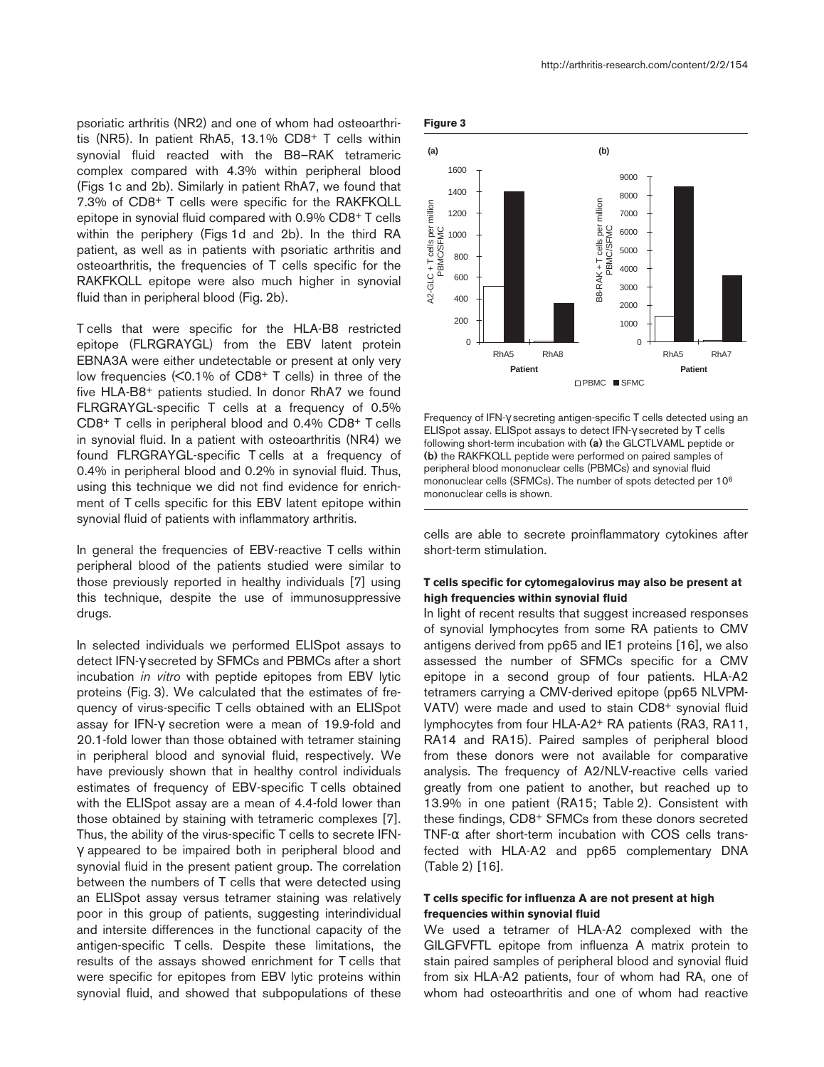psoriatic arthritis (NR2) and one of whom had osteoarthritis (NR5). In patient RhA5, 13.1% CD8+ T cells within synovial fluid reacted with the B8–RAK tetrameric complex compared with 4.3% within peripheral blood (Figs 1c and 2b). Similarly in patient RhA7, we found that 7.3% of CD8+ T cells were specific for the RAKFKQLL epitope in synovial fluid compared with 0.9% CD8+ T cells within the periphery (Figs 1d and 2b). In the third RA patient, as well as in patients with psoriatic arthritis and osteoarthritis, the frequencies of T cells specific for the RAKFKQLL epitope were also much higher in synovial fluid than in peripheral blood (Fig. 2b).

T cells that were specific for the HLA-B8 restricted epitope (FLRGRAYGL) from the EBV latent protein EBNA3A were either undetectable or present at only very low frequencies (<0.1% of CD8+ T cells) in three of the five HLA-B8+ patients studied. In donor RhA7 we found FLRGRAYGL-specific T cells at a frequency of 0.5% CD8+ T cells in peripheral blood and 0.4% CD8+ T cells in synovial fluid. In a patient with osteoarthritis (NR4) we found FLRGRAYGL-specific T cells at a frequency of 0.4% in peripheral blood and 0.2% in synovial fluid. Thus, using this technique we did not find evidence for enrichment of T cells specific for this EBV latent epitope within synovial fluid of patients with inflammatory arthritis.

In general the frequencies of EBV-reactive T cells within peripheral blood of the patients studied were similar to those previously reported in healthy individuals [7] using this technique, despite the use of immunosuppressive drugs.

In selected individuals we performed ELISpot assays to detect IFN-γ secreted by SFMCs and PBMCs after a short incubation *in vitro* with peptide epitopes from EBV lytic proteins (Fig. 3). We calculated that the estimates of frequency of virus-specific T cells obtained with an ELISpot assay for IFN-γ secretion were a mean of 19.9-fold and 20.1-fold lower than those obtained with tetramer staining in peripheral blood and synovial fluid, respectively. We have previously shown that in healthy control individuals estimates of frequency of EBV-specific T cells obtained with the ELISpot assay are a mean of 4.4-fold lower than those obtained by staining with tetrameric complexes [7]. Thus, the ability of the virus-specific T cells to secrete IFN-γ appeared to be impaired both in peripheral blood and synovial fluid in the present patient group. The correlation between the numbers of T cells that were detected using an ELISpot assay versus tetramer staining was relatively poor in this group of patients, suggesting interindividual and intersite differences in the functional capacity of the antigen-specific T cells. Despite these limitations, the results of the assays showed enrichment for T cells that were specific for epitopes from EBV lytic proteins within synovial fluid, and showed that subpopulations of these cells are able to secrete proinflammatory cytokines after short-term stimulation.

**Figure 3**

Frequency of IFN-γ secreting antigen-specific T cells detected using an ELISpot assay. ELISpot assays to detect IFN-γ secreted by T cells following short-term incubation with **(a)** the GLCTLVAML peptide or **(b)** the RAKFKQLL peptide were performed on paired samples of peripheral blood mononuclear cells (PBMCs) and synovial fluid mononuclear cells (SFMCs). The number of spots detected per $10^6$ mononuclear cells is shown.

#### T cells specific for cytomegalovirus may also be present at high frequencies within synovial fluid

In light of recent results that suggest increased responses of synovial lymphocytes from some RA patients to CMV antigens derived from pp65 and IE1 proteins [16], we also assessed the number of SFMCs specific for a CMV epitope in a second group of four patients. HLA-A2 tetramers carrying a CMV-derived epitope (pp65 NLVPMVATV) were made and used to stain CD8+ synovial fluid lymphocytes from four HLA-A2+ RA patients (RA3, RA11, RA14 and RA15). Paired samples of peripheral blood from these donors were not available for comparative analysis. The frequency of A2/NLV-reactive cells varied greatly from one patient to another, but reached up to 13.9% in one patient (RA15; Table 2). Consistent with these findings, CD8+ SFMCs from these donors secreted TNF-α after short-term incubation with COS cells transfected with HLA-A2 and pp65 complementary DNA (Table 2) [16].

#### T cells specific for influenza A are not present at high frequencies within synovial fluid

We used a tetramer of HLA-A2 complexed with the GILGFVFTL epitope from influenza A matrix protein to stain paired samples of peripheral blood and synovial fluid from six HLA-A2 patients, four of whom had RA, one of whom had osteoarthritis and one of whom had reactive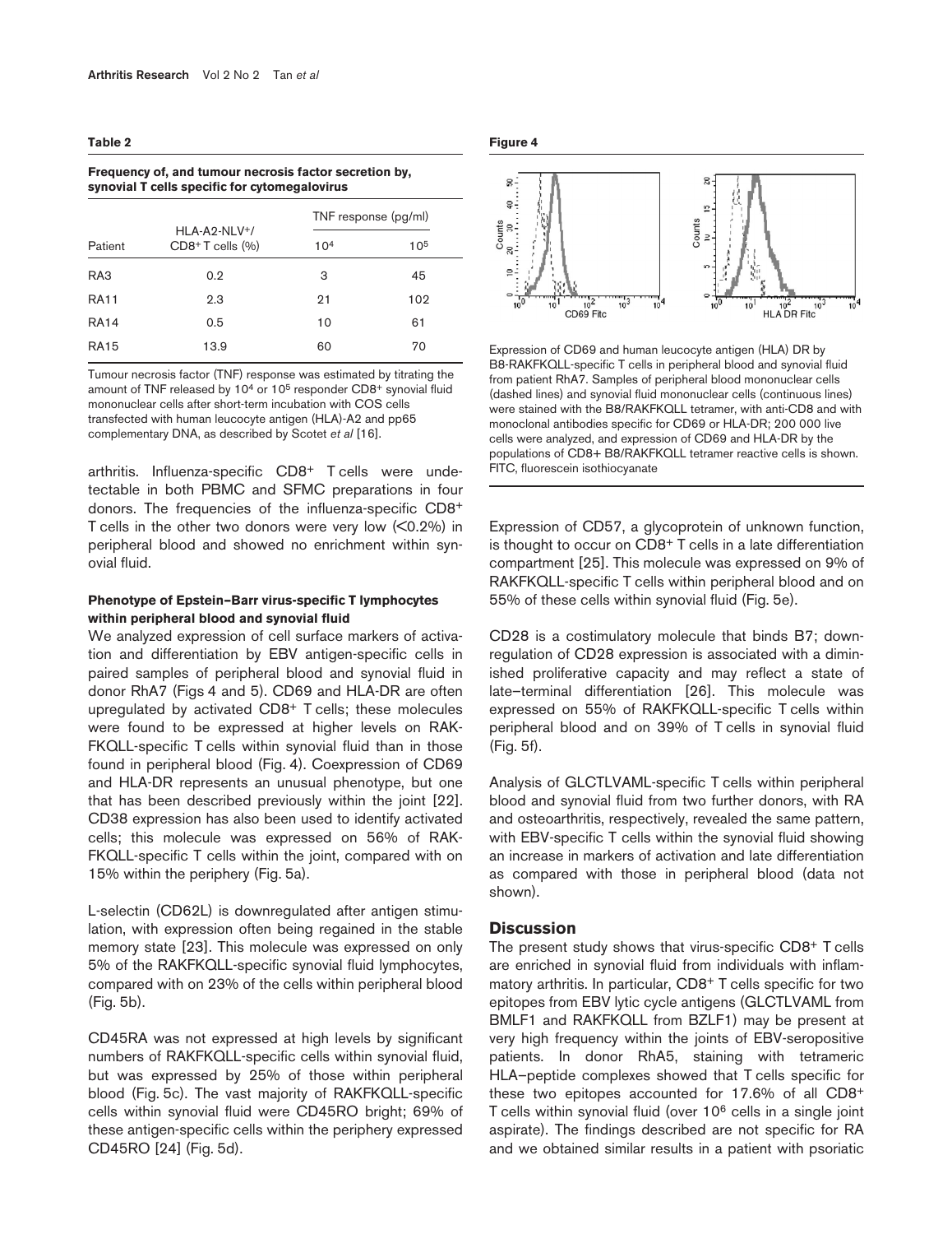**Table 2**

**Frequency of, and tumour necrosis factor secretion by, synovial T cells specific for cytomegalovirus**

| Patient | HLA-A2-NLV+/ CD8+ T cells (%) | TNF response (pg/ml) | |
|---|---|---|---|
| | | $10^4$ | $10^5$ |
| RA3 | 0.2 | 3 | 45 |
| RA11 | 2.3 | 21 | 102 |
| RA14 | 0.5 | 10 | 61 |
| RA15 | 13.9 | 60 | 70 |

Tumour necrosis factor (TNF) response was estimated by titrating the amount of TNF released by $10^4$ or $10^5$ responder CD8+ synovial fluid mononuclear cells after short-term incubation with COS cells transfected with human leucocyte antigen (HLA)-A2 and pp65 complementary DNA, as described by Scotet *et al* [16].

arthritis. Influenza-specific CD8+ T cells were undetectable in both PBMC and SFMC preparations in four donors. The frequencies of the influenza-specific CD8+ T cells in the other two donors were very low (<0.2%) in peripheral blood and showed no enrichment within synovial fluid.

#### Phenotype of Epstein–Barr virus-specific T lymphocytes within peripheral blood and synovial fluid

We analyzed expression of cell surface markers of activation and differentiation by EBV antigen-specific cells in paired samples of peripheral blood and synovial fluid in donor RhA7 (Figs 4 and 5). CD69 and HLA-DR are often upregulated by activated CD8+ T cells; these molecules were found to be expressed at higher levels on RAKFKQLL-specific T cells within synovial fluid than in those found in peripheral blood (Fig. 4). Coexpression of CD69 and HLA-DR represents an unusual phenotype, but one that has been described previously within the joint [22]. CD38 expression has also been used to identify activated cells; this molecule was expressed on 56% of RAKFKQLL-specific T cells within the joint, compared with on 15% within the periphery (Fig. 5a).

L-selectin (CD62L) is downregulated after antigen stimulation, with expression often being regained in the stable memory state [23]. This molecule was expressed on only 5% of the RAKFKQLL-specific synovial fluid lymphocytes, compared with on 23% of the cells within peripheral blood (Fig. 5b).

CD45RA was not expressed at high levels by significant numbers of RAKFKQLL-specific cells within synovial fluid, but was expressed by 25% of those within peripheral blood (Fig. 5c). The vast majority of RAKFKQLL-specific cells within synovial fluid were CD45RO bright; 69% of these antigen-specific cells within the periphery expressed CD45RO [24] (Fig. 5d).

**Figure 4**

Expression of CD69 and human leucocyte antigen (HLA) DR by B8-RAKFKQLL-specific T cells in peripheral blood and synovial fluid from patient RhA7. Samples of peripheral blood mononuclear cells (dashed lines) and synovial fluid mononuclear cells (continuous lines) were stained with the B8/RAKFKQLL tetramer, with anti-CD8 and with monoclonal antibodies specific for CD69 or HLA-DR; 200 000 live cells were analyzed, and expression of CD69 and HLA-DR by the populations of CD8+ B8/RAKFKQLL tetramer reactive cells is shown. FITC, fluorescein isothiocyanate

Expression of CD57, a glycoprotein of unknown function, is thought to occur on CD8+ T cells in a late differentiation compartment [25]. This molecule was expressed on 9% of RAKFKQLL-specific T cells within peripheral blood and on 55% of these cells within synovial fluid (Fig. 5e).

CD28 is a costimulatory molecule that binds B7; downregulation of CD28 expression is associated with a diminished proliferative capacity and may reflect a state of late–terminal differentiation [26]. This molecule was expressed on 55% of RAKFKQLL-specific T cells within peripheral blood and on 39% of T cells in synovial fluid (Fig. 5f).

Analysis of GLCTLVAML-specific T cells within peripheral blood and synovial fluid from two further donors, with RA and osteoarthritis, respectively, revealed the same pattern, with EBV-specific T cells within the synovial fluid showing an increase in markers of activation and late differentiation as compared with those in peripheral blood (data not shown).

## Discussion

The present study shows that virus-specific CD8+ T cells are enriched in synovial fluid from individuals with inflammatory arthritis. In particular, CD8+ T cells specific for two epitopes from EBV lytic cycle antigens (GLCTLVAML from BMLF1 and RAKFKQLL from BZLF1) may be present at very high frequency within the joints of EBV-seropositive patients. In donor RhA5, staining with tetrameric HLA–peptide complexes showed that T cells specific for these two epitopes accounted for 17.6% of all CD8+ T cells within synovial fluid (over $10^6$ cells in a single joint aspirate). The findings described are not specific for RA and we obtained similar results in a patient with psoriatic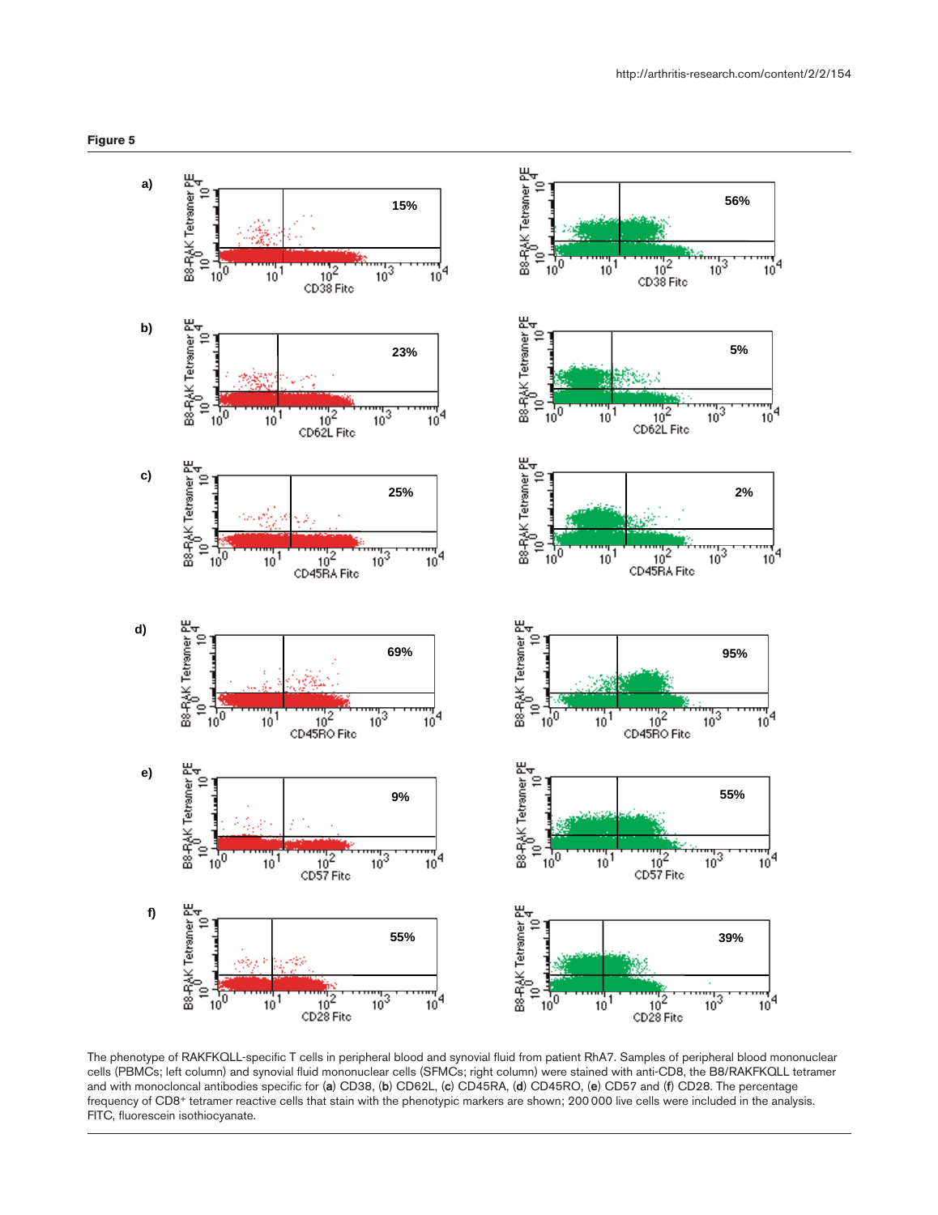**Figure 5**

The phenotype of RAKFKQLL-specific T cells in peripheral blood and synovial fluid from patient RhA7. Samples of peripheral blood mononuclear cells (PBMCs; left column) and synovial fluid mononuclear cells (SFMCs; right column) were stained with anti-CD8, the B8/RAKFKQLL tetramer and with monocloncal antibodies specific for (**a**) CD38, (**b**) CD62L, (**c**) CD45RA, (**d**) CD45RO, (**e**) CD57 and (**f**) CD28. The percentage frequency of CD8[+] tetramer reactive cells that stain with the phenotypic markers are shown; 200 000 live cells were included in the analysis. FITC, fluorescein isothiocyanate.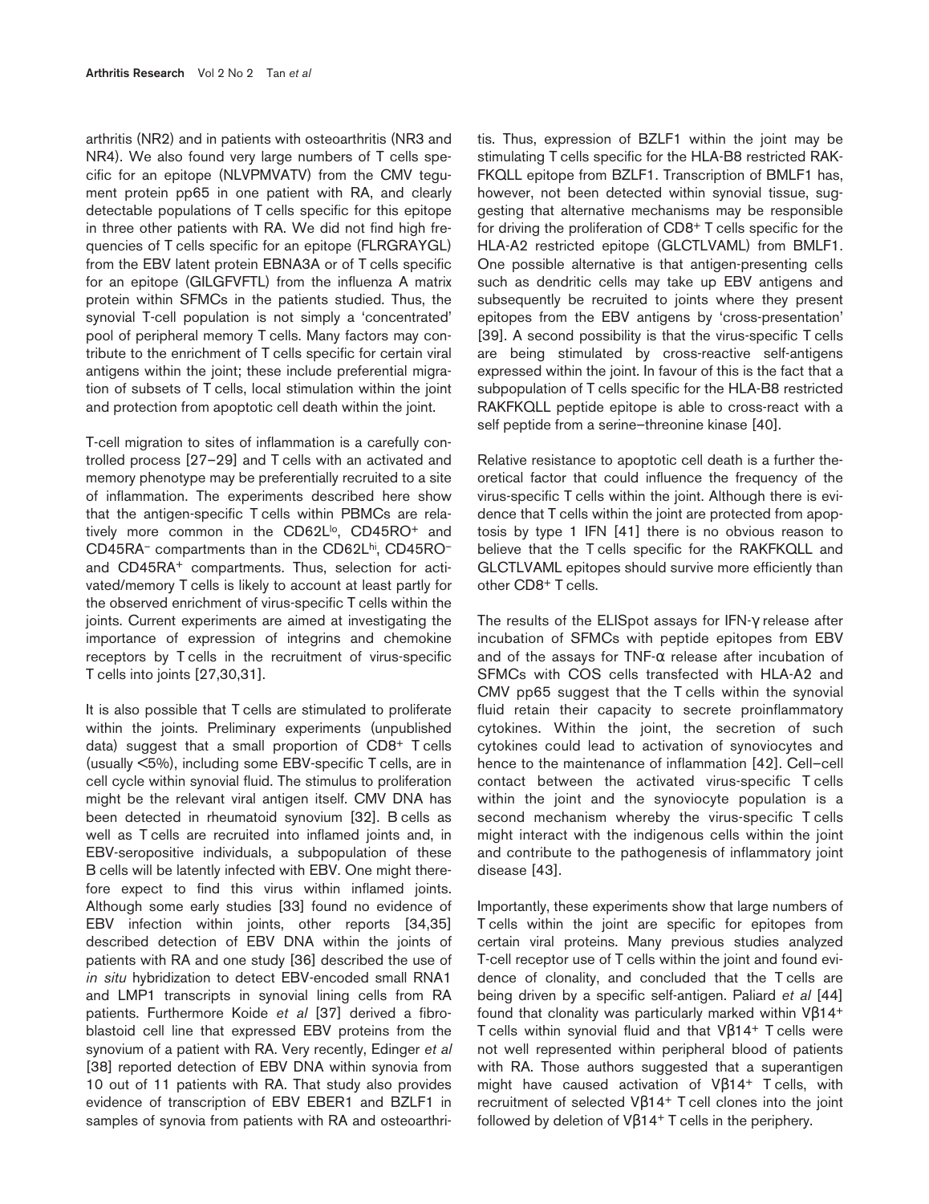arthritis (NR2) and in patients with osteoarthritis (NR3 and NR4). We also found very large numbers of T cells specific for an epitope (NLVPMVATV) from the CMV tegument protein pp65 in one patient with RA, and clearly detectable populations of T cells specific for this epitope in three other patients with RA. We did not find high frequencies of T cells specific for an epitope (FLRGRAYGL) from the EBV latent protein EBNA3A or of T cells specific for an epitope (GILGFVFTL) from the influenza A matrix protein within SFMCs in the patients studied. Thus, the synovial T-cell population is not simply a 'concentrated' pool of peripheral memory T cells. Many factors may contribute to the enrichment of T cells specific for certain viral antigens within the joint; these include preferential migration of subsets of T cells, local stimulation within the joint and protection from apoptotic cell death within the joint.

T-cell migration to sites of inflammation is a carefully controlled process [27–29] and T cells with an activated and memory phenotype may be preferentially recruited to a site of inflammation. The experiments described here show that the antigen-specific T cells within PBMCs are relatively more common in the CD62L$^{lo}$, CD45RO$^{+}$ and CD45RA$^{-}$ compartments than in the CD62L$^{hi}$, CD45RO$^{-}$ and CD45RA$^{+}$ compartments. Thus, selection for activated/memory T cells is likely to account at least partly for the observed enrichment of virus-specific T cells within the joints. Current experiments are aimed at investigating the importance of expression of integrins and chemokine receptors by T cells in the recruitment of virus-specific T cells into joints [27,30,31].

It is also possible that T cells are stimulated to proliferate within the joints. Preliminary experiments (unpublished data) suggest that a small proportion of CD8$^{+}$ T cells (usually <5%), including some EBV-specific T cells, are in cell cycle within synovial fluid. The stimulus to proliferation might be the relevant viral antigen itself. CMV DNA has been detected in rheumatoid synovium [32]. B cells as well as T cells are recruited into inflamed joints and, in EBV-seropositive individuals, a subpopulation of these B cells will be latently infected with EBV. One might therefore expect to find this virus within inflamed joints. Although some early studies [33] found no evidence of EBV infection within joints, other reports [34,35] described detection of EBV DNA within the joints of patients with RA and one study [36] described the use of *in situ* hybridization to detect EBV-encoded small RNA1 and LMP1 transcripts in synovial lining cells from RA patients. Furthermore Koide *et al* [37] derived a fibroblastoid cell line that expressed EBV proteins from the synovium of a patient with RA. Very recently, Edinger *et al* [38] reported detection of EBV DNA within synovia from 10 out of 11 patients with RA. That study also provides evidence of transcription of EBV EBER1 and BZLF1 in samples of synovia from patients with RA and osteoarthritis. Thus, expression of BZLF1 within the joint may be stimulating T cells specific for the HLA-B8 restricted RAKFKQLL epitope from BZLF1. Transcription of BMLF1 has, however, not been detected within synovial tissue, suggesting that alternative mechanisms may be responsible for driving the proliferation of CD8$^{+}$ T cells specific for the HLA-A2 restricted epitope (GLCTLVAML) from BMLF1. One possible alternative is that antigen-presenting cells such as dendritic cells may take up EBV antigens and subsequently be recruited to joints where they present epitopes from the EBV antigens by 'cross-presentation' [39]. A second possibility is that the virus-specific T cells are being stimulated by cross-reactive self-antigens expressed within the joint. In favour of this is the fact that a subpopulation of T cells specific for the HLA-B8 restricted RAKFKQLL peptide epitope is able to cross-react with a self peptide from a serine–threonine kinase [40].

Relative resistance to apoptotic cell death is a further theoretical factor that could influence the frequency of the virus-specific T cells within the joint. Although there is evidence that T cells within the joint are protected from apoptosis by type 1 IFN [41] there is no obvious reason to believe that the T cells specific for the RAKFKQLL and GLCTLVAML epitopes should survive more efficiently than other CD8$^{+}$ T cells.

The results of the ELISpot assays for IFN-$\gamma$ release after incubation of SFMCs with peptide epitopes from EBV and of the assays for TNF-$\alpha$ release after incubation of SFMCs with COS cells transfected with HLA-A2 and CMV pp65 suggest that the T cells within the synovial fluid retain their capacity to secrete proinflammatory cytokines. Within the joint, the secretion of such cytokines could lead to activation of synoviocytes and hence to the maintenance of inflammation [42]. Cell–cell contact between the activated virus-specific T cells within the joint and the synoviocyte population is a second mechanism whereby the virus-specific T cells might interact with the indigenous cells within the joint and contribute to the pathogenesis of inflammatory joint disease [43].

Importantly, these experiments show that large numbers of T cells within the joint are specific for epitopes from certain viral proteins. Many previous studies analyzed T-cell receptor use of T cells within the joint and found evidence of clonality, and concluded that the T cells are being driven by a specific self-antigen. Paliard *et al* [44] found that clonality was particularly marked within V$\beta$14$^{+}$ T cells within synovial fluid and that V$\beta$14$^{+}$ T cells were not well represented within peripheral blood of patients with RA. Those authors suggested that a superantigen might have caused activation of V$\beta$14$^{+}$ T cells, with recruitment of selected V$\beta$14$^{+}$ T cell clones into the joint followed by deletion of V$\beta$14$^{+}$ T cells in the periphery.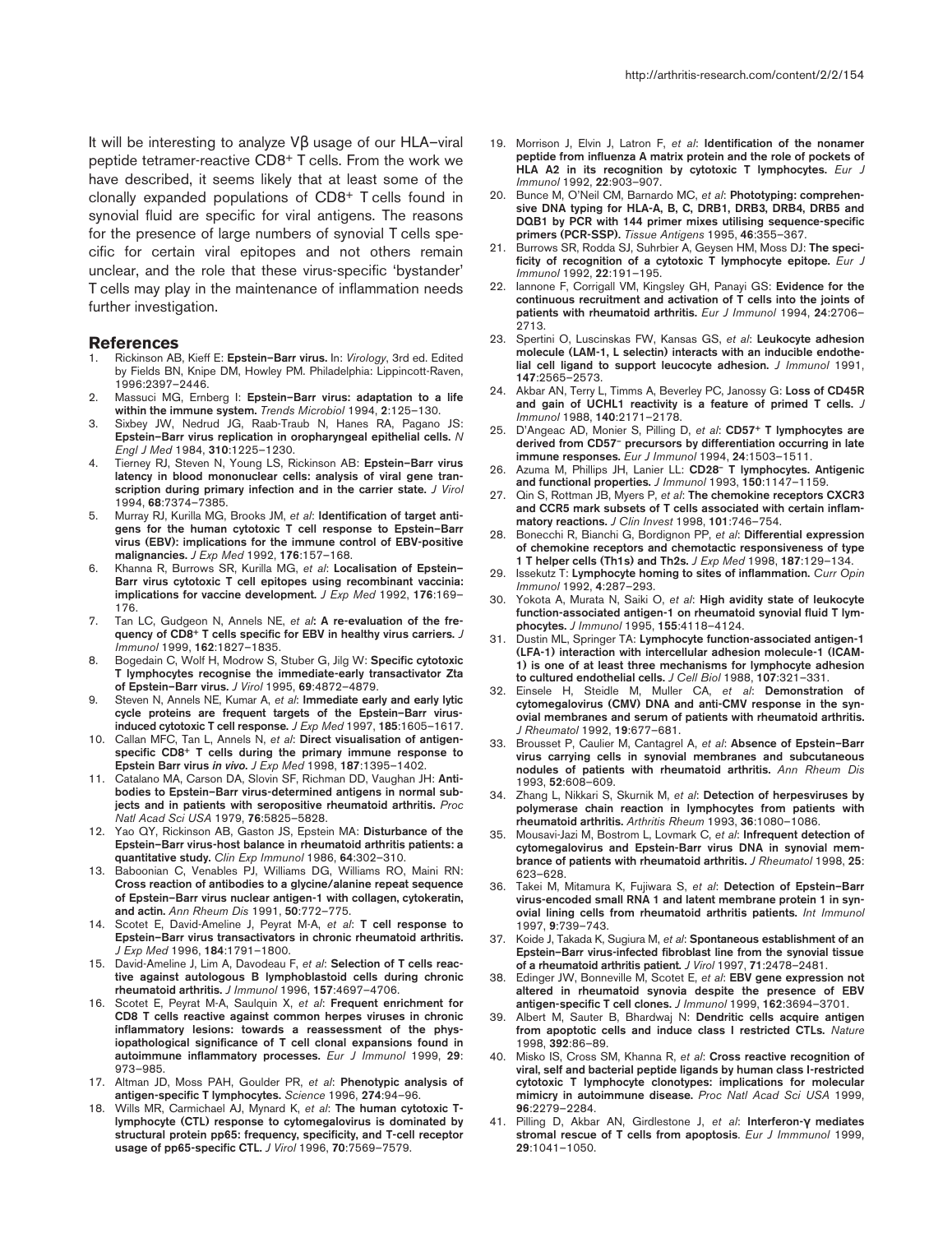It will be interesting to analyze Vβ usage of our HLA–viral peptide tetramer-reactive $CD8^+$ T cells. From the work we have described, it seems likely that at least some of the clonally expanded populations of $CD8^+$ T cells found in synovial fluid are specific for viral antigens. The reasons for the presence of large numbers of synovial T cells specific for certain viral epitopes and not others remain unclear, and the role that these virus-specific 'bystander' T cells may play in the maintenance of inflammation needs further investigation.

## References

1. Rickinson AB, Kieff E: **Epstein–Barr virus.** In: *Virology*, 3rd ed. Edited by Fields BN, Knipe DM, Howley PM. Philadelphia: Lippincott-Raven, 1996:2397–2446.
2. Massuci MG, Ernberg I: **Epstein–Barr virus: adaptation to a life within the immune system.** *Trends Microbiol* 1994, **2**:125–130.
3. Sixbey JW, Nedrud JG, Raab-Traub N, Hanes RA, Pagano JS: **Epstein–Barr virus replication in oropharyngeal epithelial cells.** *N Engl J Med* 1984, **310**:1225–1230.
4. Tierney RJ, Steven N, Young LS, Rickinson AB: **Epstein–Barr virus latency in blood mononuclear cells: analysis of viral gene transcription during primary infection and in the carrier state.** *J Virol* 1994, **68**:7374–7385.
5. Murray RJ, Kurilla MG, Brooks JM, *et al*: **Identification of target antigens for the human cytotoxic T cell response to Epstein–Barr virus (EBV): implications for the immune control of EBV-positive malignancies.** *J Exp Med* 1992, **176**:157–168.
6. Khanna R, Burrows SR, Kurilla MG, *et al*: **Localisation of Epstein–Barr virus cytotoxic T cell epitopes using recombinant vaccinia: implications for vaccine development.** *J Exp Med* 1992, **176**:169–176.
7. Tan LC, Gudgeon N, Annels NE, *et al*: **A re-evaluation of the frequency of $CD8^+$ T cells specific for EBV in healthy virus carriers.** *J Immunol* 1999, **162**:1827–1835.
8. Bogedain C, Wolf H, Modrow S, Stuber G, Jilg W: **Specific cytotoxic T lymphocytes recognise the immediate-early transactivator Zta of Epstein–Barr virus.** *J Virol* 1995, **69**:4872–4879.
9. Steven N, Annels NE, Kumar A, *et al*: **Immediate early and early lytic cycle proteins are frequent targets of the Epstein–Barr virus-induced cytotoxic T cell response.** *J Exp Med* 1997, **185**:1605–1617.
10. Callan MFC, Tan L, Annels N, *et al*: **Direct visualisation of antigen-specific $CD8^+$ T cells during the primary immune response to Epstein Barr virus *in vivo*.** *J Exp Med* 1998, **187**:1395–1402.
11. Catalano MA, Carson DA, Slovin SF, Richman DD, Vaughan JH: **Antibodies to Epstein–Barr virus-determined antigens in normal subjects and in patients with seropositive rheumatoid arthritis.** *Proc Natl Acad Sci USA* 1979, **76**:5825–5828.
12. Yao QY, Rickinson AB, Gaston JS, Epstein MA: **Disturbance of the Epstein–Barr virus-host balance in rheumatoid arthritis patients: a quantitative study.** *Clin Exp Immunol* 1986, **64**:302–310.
13. Baboonian C, Venables PJ, Williams DG, Williams RO, Maini RN: **Cross reaction of antibodies to a glycine/alanine repeat sequence of Epstein–Barr virus nuclear antigen-1 with collagen, cytokeratin, and actin.** *Ann Rheum Dis* 1991, **50**:772–775.
14. Scotet E, David-Ameline J, Peyrat M-A, *et al*: **T cell response to Epstein–Barr virus transactivators in chronic rheumatoid arthritis.** *J Exp Med* 1996, **184**:1791–1800.
15. David-Ameline J, Lim A, Davodeau F, *et al*: **Selection of T cells reactive against autologous B lymphoblastoid cells during chronic rheumatoid arthritis.** *J Immunol* 1996, **157**:4697–4706.
16. Scotet E, Peyrat M-A, Saulquin X, *et al*: **Frequent enrichment for CD8 T cells reactive against common herpes viruses in chronic inflammatory lesions: towards a reassessment of the physiopathological significance of T cell clonal expansions found in autoimmune inflammatory processes.** *Eur J Immunol* 1999, **29**: 973–985.
17. Altman JD, Moss PAH, Goulder PR, *et al*: **Phenotypic analysis of antigen-specific T lymphocytes.** *Science* 1996, **274**:94–96.
18. Wills MR, Carmichael AJ, Mynard K, *et al*: **The human cytotoxic T-lymphocyte (CTL) response to cytomegalovirus is dominated by structural protein pp65: frequency, specificity, and T-cell receptor usage of pp65-specific CTL.** *J Virol* 1996, **70**:7569–7579.
19. Morrison J, Elvin J, Latron F, *et al*: **Identification of the nonamer peptide from influenza A matrix protein and the role of pockets of HLA A2 in its recognition by cytotoxic T lymphocytes.** *Eur J Immunol* 1992, **22**:903–907.
20. Bunce M, O'Neil CM, Barnardo MC, *et al*: **Phototyping: comprehensive DNA typing for HLA-A, B, C, DRB1, DRB3, DRB4, DRB5 and DQB1 by PCR with 144 primer mixes utilising sequence-specific primers (PCR-SSP).** *Tissue Antigens* 1995, **46**:355–367.
21. Burrows SR, Rodda SJ, Suhrbier A, Geysen HM, Moss DJ: **The specificity of recognition of a cytotoxic T lymphocyte epitope.** *Eur J Immunol* 1992, **22**:191–195.
22. Iannone F, Corrigall VM, Kingsley GH, Panayi GS: **Evidence for the continuous recruitment and activation of T cells into the joints of patients with rheumatoid arthritis.** *Eur J Immunol* 1994, **24**:2706–2713.
23. Spertini O, Luscinskas FW, Kansas GS, *et al*: **Leukocyte adhesion molecule (LAM-1, L selectin) interacts with an inducible endothelial cell ligand to support leucocyte adhesion.** *J Immunol* 1991, **147**:2565–2573.
24. Akbar AN, Terry L, Timms A, Beverley PC, Janossy G: **Loss of CD45R and gain of UCHL1 reactivity is a feature of primed T cells.** *J Immunol* 1988, **140**:2171–2178.
25. D'Angeac AD, Monier S, Pilling D, *et al*: **$CD57^+$ T lymphocytes are derived from $CD57^-$ precursors by differentiation occurring in late immune responses.** *Eur J Immunol* 1994, **24**:1503–1511.
26. Azuma M, Phillips JH, Lanier LL: **$CD28^-$ T lymphocytes. Antigenic and functional properties.** *J Immunol* 1993, **150**:1147–1159.
27. Qin S, Rottman JB, Myers P, *et al*: **The chemokine receptors CXCR3 and CCR5 mark subsets of T cells associated with certain inflammatory reactions.** *J Clin Invest* 1998, **101**:746–754.
28. Bonecchi R, Bianchi G, Bordignon PP, *et al*: **Differential expression of chemokine receptors and chemotactic responsiveness of type 1 T helper cells (Th1s) and Th2s.** *J Exp Med* 1998, **187**:129–134.
29. Issekutz T: **Lymphocyte homing to sites of inflammation.** *Curr Opin Immunol* 1992, **4**:287–293.
30. Yokota A, Murata N, Saiki O, *et al*: **High avidity state of leukocyte function-associated antigen-1 on rheumatoid synovial fluid T lymphocytes.** *J Immunol* 1995, **155**:4118–4124.
31. Dustin ML, Springer TA: **Lymphocyte function-associated antigen-1 (LFA-1) interaction with intercellular adhesion molecule-1 (ICAM-1) is one of at least three mechanisms for lymphocyte adhesion to cultured endothelial cells.** *J Cell Biol* 1988, **107**:321–331.
32. Einsele H, Steidle M, Muller CA, *et al*: **Demonstration of cytomegalovirus (CMV) DNA and anti-CMV response in the synovial membranes and serum of patients with rheumatoid arthritis.** *J Rheumatol* 1992, **19**:677–681.
33. Brousset P, Caulier M, Cantagrel A, *et al*: **Absence of Epstein–Barr virus carrying cells in synovial membranes and subcutaneous nodules of patients with rheumatoid arthritis.** *Ann Rheum Dis* 1993, **52**:608–609.
34. Zhang L, Nikkari S, Skurnik M, *et al*: **Detection of herpesviruses by polymerase chain reaction in lymphocytes from patients with rheumatoid arthritis.** *Arthritis Rheum* 1993, **36**:1080–1086.
35. Mousavi-Jazi M, Bostrom L, Lovmark C, *et al*: **Infrequent detection of cytomegalovirus and Epstein-Barr virus DNA in synovial membrane of patients with rheumatoid arthritis.** *J Rheumatol* 1998, **25**: 623–628.
36. Takei M, Mitamura K, Fujiwara S, *et al*: **Detection of Epstein–Barr virus-encoded small RNA 1 and latent membrane protein 1 in synovial lining cells from rheumatoid arthritis patients.** *Int Immunol* 1997, **9**:739–743.
37. Koide J, Takada K, Sugiura M, *et al*: **Spontaneous establishment of an Epstein–Barr virus-infected fibroblast line from the synovial tissue of a rheumatoid arthritis patient.** *J Virol* 1997, **71**:2478–2481.
38. Edinger JW, Bonneville M, Scotet E, *et al*: **EBV gene expression not altered in rheumatoid synovia despite the presence of EBV antigen-specific T cell clones.** *J Immunol* 1999, **162**:3694–3701.
39. Albert M, Sauter B, Bhardwaj N: **Dendritic cells acquire antigen from apoptotic cells and induce class I restricted CTLs.** *Nature* 1998, **392**:86–89.
40. Misko IS, Cross SM, Khanna R, *et al*: **Cross reactive recognition of viral, self and bacterial peptide ligands by human class I-restricted cytotoxic T lymphocyte clonotypes: implications for molecular mimicry in autoimmune disease.** *Proc Natl Acad Sci USA* 1999, **96**:2279–2284.
41. Pilling D, Akbar AN, Girdlestone J, *et al*: **Interferon-γ mediates stromal rescue of T cells from apoptosis**. *Eur J Immmunol* 1999, **29**:1041–1050.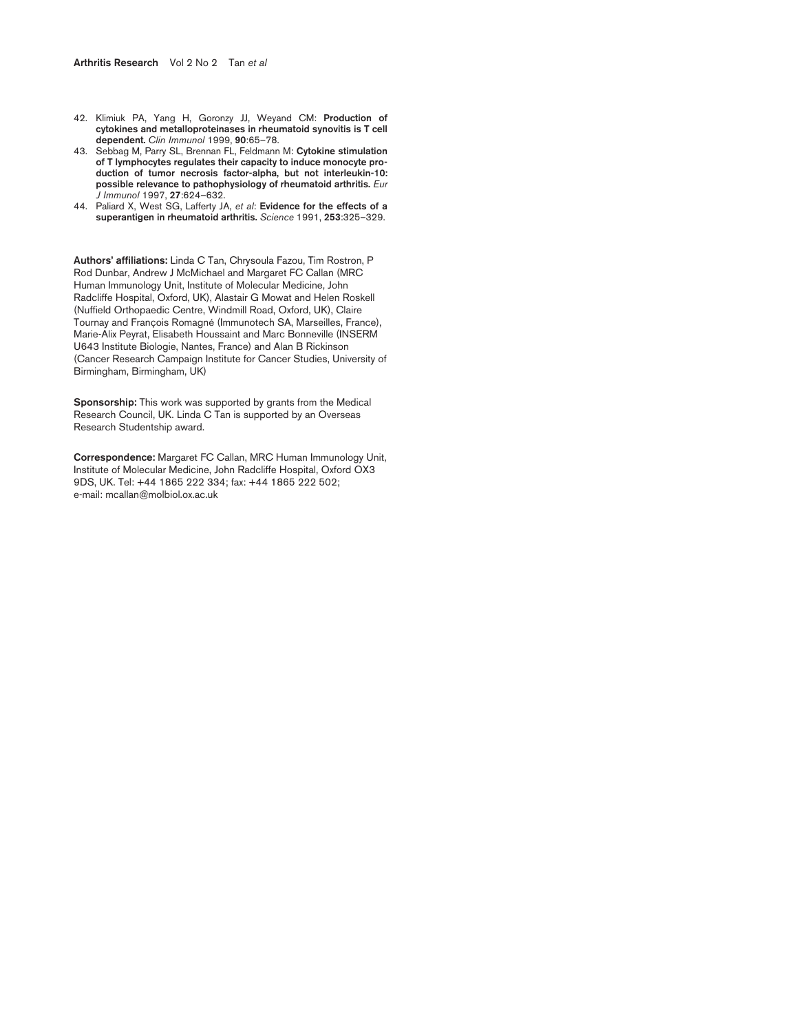42. Klimiuk PA, Yang H, Goronzy JJ, Weyand CM: **Production of cytokines and metalloproteinases in rheumatoid synovitis is T cell dependent.** *Clin Immunol* 1999, **90**:65–78.
43. Sebbag M, Parry SL, Brennan FL, Feldmann M: **Cytokine stimulation of T lymphocytes regulates their capacity to induce monocyte production of tumor necrosis factor-alpha, but not interleukin-10: possible relevance to pathophysiology of rheumatoid arthritis.** *Eur J Immunol* 1997, **27**:624–632.
44. Paliard X, West SG, Lafferty JA, *et al*: **Evidence for the effects of a superantigen in rheumatoid arthritis.** *Science* 1991, **253**:325–329.

**Authors' affiliations:** Linda C Tan, Chrysoula Fazou, Tim Rostron, P Rod Dunbar, Andrew J McMichael and Margaret FC Callan (MRC Human Immunology Unit, Institute of Molecular Medicine, John Radcliffe Hospital, Oxford, UK), Alastair G Mowat and Helen Roskell (Nuffield Orthopaedic Centre, Windmill Road, Oxford, UK), Claire Tournay and François Romagné (Immunotech SA, Marseilles, France), Marie-Alix Peyrat, Elisabeth Houssaint and Marc Bonneville (INSERM U643 Institute Biologie, Nantes, France) and Alan B Rickinson (Cancer Research Campaign Institute for Cancer Studies, University of Birmingham, Birmingham, UK)

**Sponsorship:** This work was supported by grants from the Medical Research Council, UK. Linda C Tan is supported by an Overseas Research Studentship award.

**Correspondence:** Margaret FC Callan, MRC Human Immunology Unit, Institute of Molecular Medicine, John Radcliffe Hospital, Oxford OX3 9DS, UK. Tel: +44 1865 222 334; fax: +44 1865 222 502; e-mail: mcallan@molbiol.ox.ac.uk